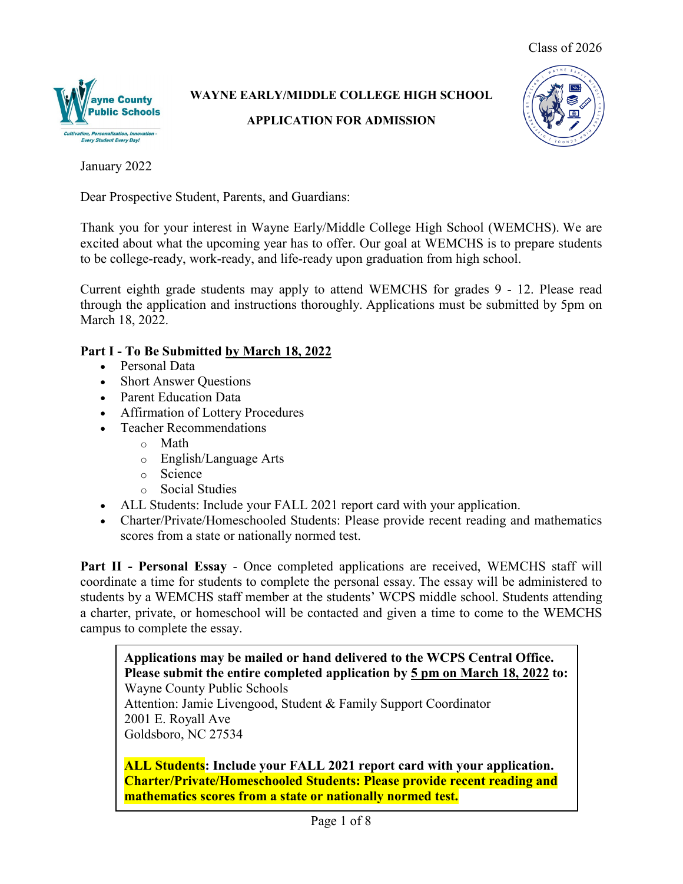Class of 2026

# WAYNE EARLY/MIDDLE COLLEGE HIGH SCHOOL

## APPLICATION FOR ADMISSION

January 2022

Dear Prospective Student, Parents, and Guardians:

Thank you for your interest in Wayne Early/Middle College High School (WEMCHS). We are excited about what the upcoming year has to offer. Our goal at WEMCHS is to prepare students to be college-ready, work-ready, and life-ready upon graduation from high school.

Current eighth grade students may apply to attend WEMCHS for grades 9 - 12. Please read through the application and instructions thoroughly. Applications must be submitted by 5pm on March 18, 2022.

**Part I - To Be Submitted by March 18, 2022**

- Personal Data
- Short Answer Questions
- Parent Education Data
- Affirmation of Lottery Procedures
- Teacher Recommendations
  - Math
  - English/Language Arts
  - Science
  - Social Studies
- ALL Students: Include your FALL 2021 report card with your application.
- Charter/Private/Homeschooled Students: Please provide recent reading and mathematics scores from a state or nationally normed test.

**Part II - Personal Essay** - Once completed applications are received, WEMCHS staff will coordinate a time for students to complete the personal essay. The essay will be administered to students by a WEMCHS staff member at the students' WCPS middle school. Students attending a charter, private, or homeschool will be contacted and given a time to come to the WEMCHS campus to complete the essay.

**Applications may be mailed or hand delivered to the WCPS Central Office. Please submit the entire completed application by 5 pm on March 18, 2022 to:**
Wayne County Public Schools
Attention: Jamie Livengood, Student & Family Support Coordinator
2001 E. Royall Ave
Goldsboro, NC 27534

**ALL Students: Include your FALL 2021 report card with your application.**
**Charter/Private/Homeschooled Students: Please provide recent reading and mathematics scores from a state or nationally normed test.**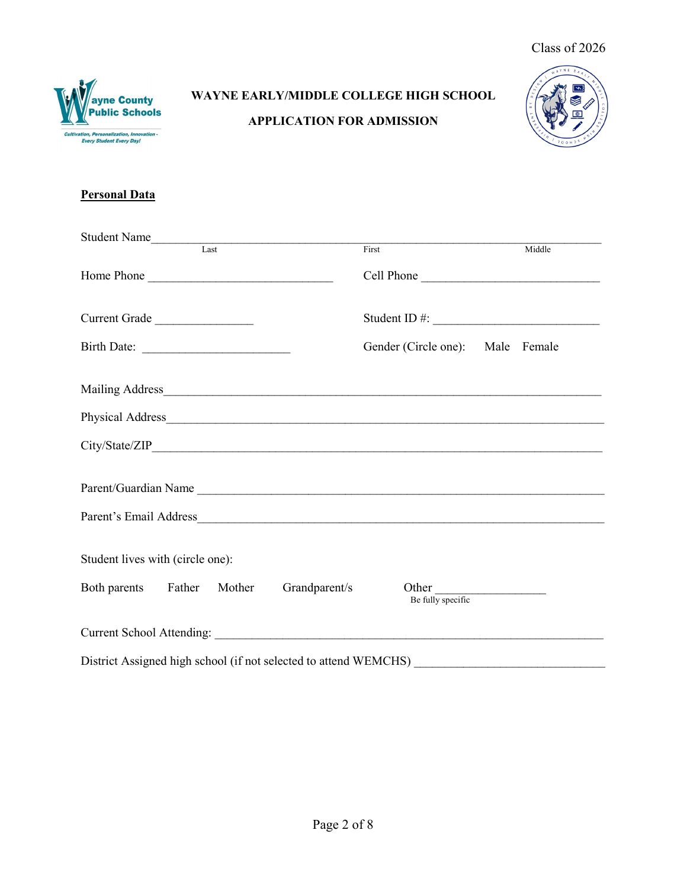Class of 2026

Wayne County Public Schools

Cultivation, Personalization, Innovation - Every Student Every Day!

**WAYNE EARLY/MIDDLE COLLEGE HIGH SCHOOL**

**APPLICATION FOR ADMISSION**

**Personal Data**

Student Name________________________________________________________________
Last First Middle

Home Phone ______________________________ Cell Phone ______________________________

Current Grade ________________ Student ID #: ___________________________

Birth Date: ________________________ Gender (Circle one): Male Female

Mailing Address________________________________________________________________

Physical Address_______________________________________________________________

City/State/ZIP_________________________________________________________________

Parent/Guardian Name ___________________________________________________________

Parent's Email Address__________________________________________________________

Student lives with (circle one):

Both parents Father Mother Grandparent/s Other _________________
Be fully specific

Current School Attending: _______________________________________________________

District Assigned high school (if not selected to attend WEMCHS) ______________________________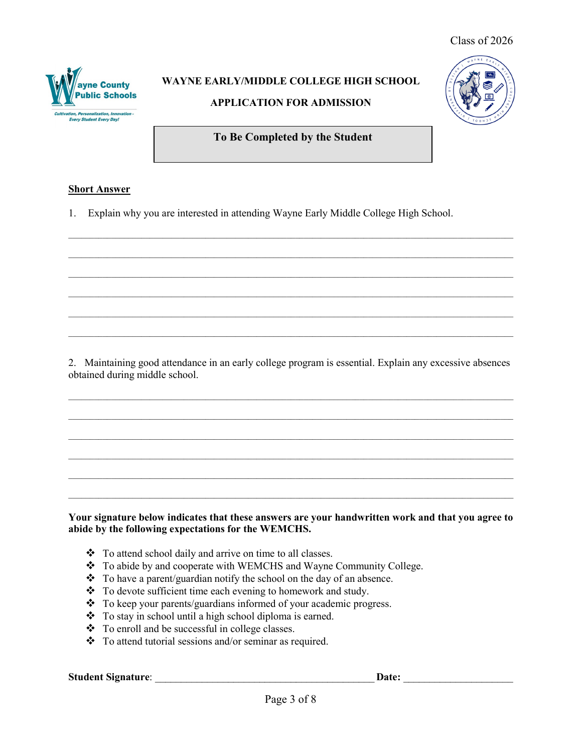Class of 2026

# WAYNE EARLY/MIDDLE COLLEGE HIGH SCHOOL

## APPLICATION FOR ADMISSION

**To Be Completed by the Student**

**Short Answer**

1. Explain why you are interested in attending Wayne Early Middle College High School.

\_\_\_\_\_\_\_\_\_\_\_\_\_\_\_\_\_\_\_\_\_\_\_\_\_\_\_\_\_\_\_\_\_\_\_\_\_\_\_\_\_\_\_\_\_\_\_\_\_\_\_\_\_\_\_\_\_\_\_\_\_\_\_\_\_\_\_\_\_\_\_\_\_\_\_\_

\_\_\_\_\_\_\_\_\_\_\_\_\_\_\_\_\_\_\_\_\_\_\_\_\_\_\_\_\_\_\_\_\_\_\_\_\_\_\_\_\_\_\_\_\_\_\_\_\_\_\_\_\_\_\_\_\_\_\_\_\_\_\_\_\_\_\_\_\_\_\_\_\_\_\_\_

\_\_\_\_\_\_\_\_\_\_\_\_\_\_\_\_\_\_\_\_\_\_\_\_\_\_\_\_\_\_\_\_\_\_\_\_\_\_\_\_\_\_\_\_\_\_\_\_\_\_\_\_\_\_\_\_\_\_\_\_\_\_\_\_\_\_\_\_\_\_\_\_\_\_\_\_

\_\_\_\_\_\_\_\_\_\_\_\_\_\_\_\_\_\_\_\_\_\_\_\_\_\_\_\_\_\_\_\_\_\_\_\_\_\_\_\_\_\_\_\_\_\_\_\_\_\_\_\_\_\_\_\_\_\_\_\_\_\_\_\_\_\_\_\_\_\_\_\_\_\_\_\_

\_\_\_\_\_\_\_\_\_\_\_\_\_\_\_\_\_\_\_\_\_\_\_\_\_\_\_\_\_\_\_\_\_\_\_\_\_\_\_\_\_\_\_\_\_\_\_\_\_\_\_\_\_\_\_\_\_\_\_\_\_\_\_\_\_\_\_\_\_\_\_\_\_\_\_\_

\_\_\_\_\_\_\_\_\_\_\_\_\_\_\_\_\_\_\_\_\_\_\_\_\_\_\_\_\_\_\_\_\_\_\_\_\_\_\_\_\_\_\_\_\_\_\_\_\_\_\_\_\_\_\_\_\_\_\_\_\_\_\_\_\_\_\_\_\_\_\_\_\_\_\_\_

2. Maintaining good attendance in an early college program is essential. Explain any excessive absences obtained during middle school.

\_\_\_\_\_\_\_\_\_\_\_\_\_\_\_\_\_\_\_\_\_\_\_\_\_\_\_\_\_\_\_\_\_\_\_\_\_\_\_\_\_\_\_\_\_\_\_\_\_\_\_\_\_\_\_\_\_\_\_\_\_\_\_\_\_\_\_\_\_\_\_\_\_\_\_\_

\_\_\_\_\_\_\_\_\_\_\_\_\_\_\_\_\_\_\_\_\_\_\_\_\_\_\_\_\_\_\_\_\_\_\_\_\_\_\_\_\_\_\_\_\_\_\_\_\_\_\_\_\_\_\_\_\_\_\_\_\_\_\_\_\_\_\_\_\_\_\_\_\_\_\_\_

\_\_\_\_\_\_\_\_\_\_\_\_\_\_\_\_\_\_\_\_\_\_\_\_\_\_\_\_\_\_\_\_\_\_\_\_\_\_\_\_\_\_\_\_\_\_\_\_\_\_\_\_\_\_\_\_\_\_\_\_\_\_\_\_\_\_\_\_\_\_\_\_\_\_\_\_

\_\_\_\_\_\_\_\_\_\_\_\_\_\_\_\_\_\_\_\_\_\_\_\_\_\_\_\_\_\_\_\_\_\_\_\_\_\_\_\_\_\_\_\_\_\_\_\_\_\_\_\_\_\_\_\_\_\_\_\_\_\_\_\_\_\_\_\_\_\_\_\_\_\_\_\_

\_\_\_\_\_\_\_\_\_\_\_\_\_\_\_\_\_\_\_\_\_\_\_\_\_\_\_\_\_\_\_\_\_\_\_\_\_\_\_\_\_\_\_\_\_\_\_\_\_\_\_\_\_\_\_\_\_\_\_\_\_\_\_\_\_\_\_\_\_\_\_\_\_\_\_\_

\_\_\_\_\_\_\_\_\_\_\_\_\_\_\_\_\_\_\_\_\_\_\_\_\_\_\_\_\_\_\_\_\_\_\_\_\_\_\_\_\_\_\_\_\_\_\_\_\_\_\_\_\_\_\_\_\_\_\_\_\_\_\_\_\_\_\_\_\_\_\_\_\_\_\_\_

**Your signature below indicates that these answers are your handwritten work and that you agree to abide by the following expectations for the WEMCHS.**

- To attend school daily and arrive on time to all classes.
- To abide by and cooperate with WEMCHS and Wayne Community College.
- To have a parent/guardian notify the school on the day of an absence.
- To devote sufficient time each evening to homework and study.
- To keep your parents/guardians informed of your academic progress.
- To stay in school until a high school diploma is earned.
- To enroll and be successful in college classes.
- To attend tutorial sessions and/or seminar as required.

**Student Signature**: \_\_\_\_\_\_\_\_\_\_\_\_\_\_\_\_\_\_\_\_\_\_\_\_\_\_\_\_\_\_\_\_\_\_\_\_\_\_\_\_ **Date:** \_\_\_\_\_\_\_\_\_\_\_\_\_\_\_\_\_\_\_\_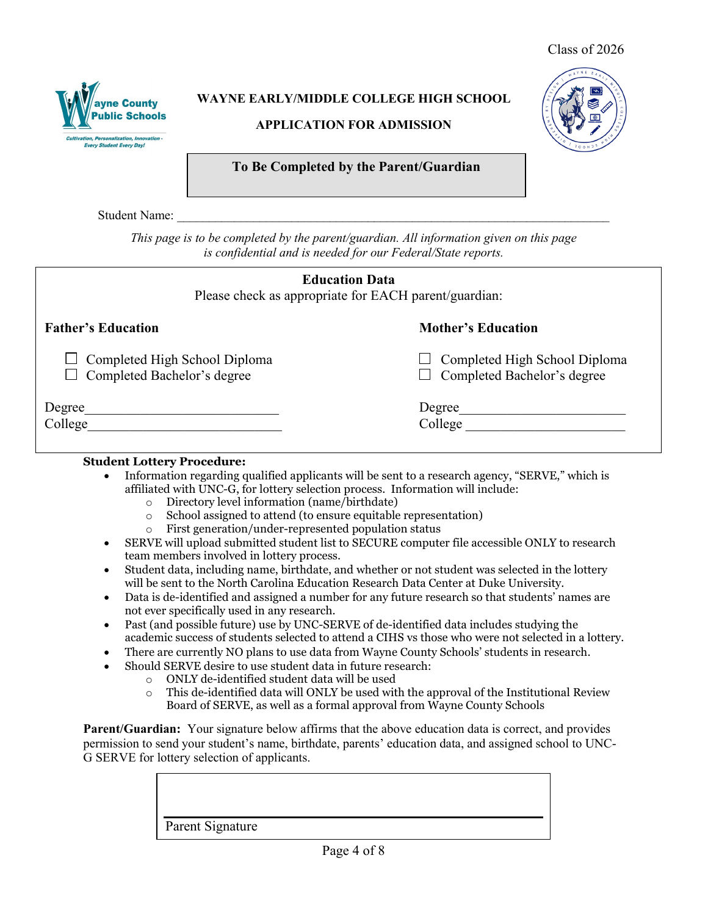Class of 2026

Wayne County Public Schools

Cultivation, Personalization, Innovation - Every Student Every Day!

# WAYNE EARLY/MIDDLE COLLEGE HIGH SCHOOL

## APPLICATION FOR ADMISSION

**To Be Completed by the Parent/Guardian**

Student Name: ______________________________________________________________________

*This page is to be completed by the parent/guardian. All information given on this page is confidential and is needed for our Federal/State reports.*

### Education Data

Please check as appropriate for EACH parent/guardian:

**Father's Education**

- ☐ Completed High School Diploma
- ☐ Completed Bachelor's degree

Degree___________________________

College___________________________

**Mother's Education**

- ☐ Completed High School Diploma
- ☐ Completed Bachelor's degree

Degree___________________________

College___________________________

**Student Lottery Procedure:**

- Information regarding qualified applicants will be sent to a research agency, "SERVE," which is affiliated with UNC-G, for lottery selection process. Information will include:
  - Directory level information (name/birthdate)
  - School assigned to attend (to ensure equitable representation)
  - First generation/under-represented population status
- SERVE will upload submitted student list to SECURE computer file accessible ONLY to research team members involved in lottery process.
- Student data, including name, birthdate, and whether or not student was selected in the lottery will be sent to the North Carolina Education Research Data Center at Duke University.
- Data is de-identified and assigned a number for any future research so that students' names are not ever specifically used in any research.
- Past (and possible future) use by UNC-SERVE of de-identified data includes studying the academic success of students selected to attend a CIHS vs those who were not selected in a lottery.
- There are currently NO plans to use data from Wayne County Schools' students in research.
- Should SERVE desire to use student data in future research:
  - ONLY de-identified student data will be used
  - This de-identified data will ONLY be used with the approval of the Institutional Review Board of SERVE, as well as a formal approval from Wayne County Schools

**Parent/Guardian:** Your signature below affirms that the above education data is correct, and provides permission to send your student's name, birthdate, parents' education data, and assigned school to UNC-G SERVE for lottery selection of applicants.

___________________________________________

Parent Signature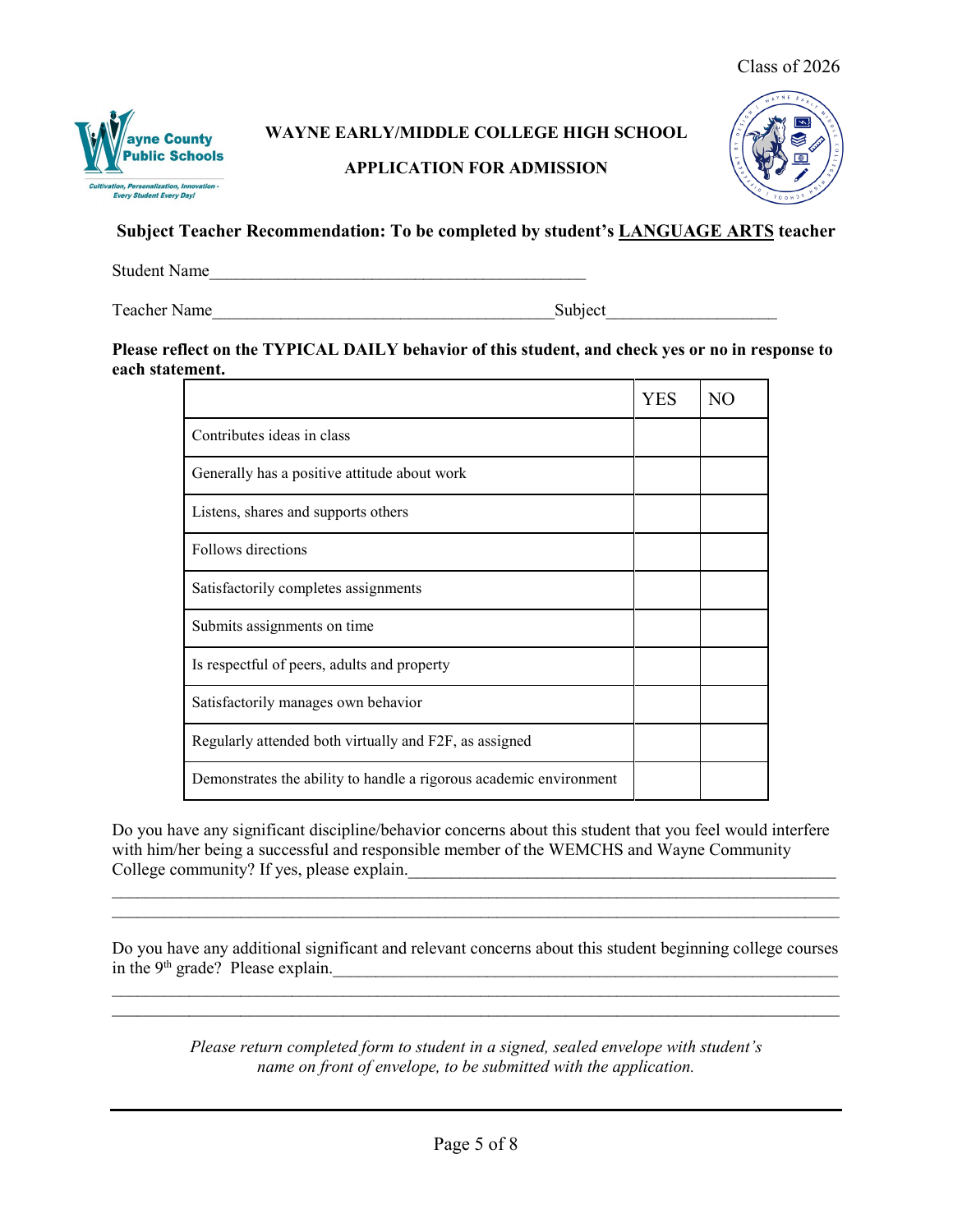Class of 2026

Wayne County Public Schools

*Cultivation, Personalization, Innovation - Every Student Every Day!*

**WAYNE EARLY/MIDDLE COLLEGE HIGH SCHOOL**

**APPLICATION FOR ADMISSION**

**Subject Teacher Recommendation: To be completed by student's <u>LANGUAGE ARTS</u> teacher**

Student Name_____________________________________________

Teacher Name________________________________________Subject___________________

**Please reflect on the TYPICAL DAILY behavior of this student, and check yes or no in response to each statement.**

| | YES | NO |
|---|---|---|
| Contributes ideas in class | | |
| Generally has a positive attitude about work | | |
| Listens, shares and supports others | | |
| Follows directions | | |
| Satisfactorily completes assignments | | |
| Submits assignments on time | | |
| Is respectful of peers, adults and property | | |
| Satisfactorily manages own behavior | | |
| Regularly attended both virtually and F2F, as assigned | | |
| Demonstrates the ability to handle a rigorous academic environment | | |

Do you have any significant discipline/behavior concerns about this student that you feel would interfere with him/her being a successful and responsible member of the WEMCHS and Wayne Community College community? If yes, please explain.___________________________________________________
_____________________________________________________________________________________
_____________________________________________________________________________________

Do you have any additional significant and relevant concerns about this student beginning college courses in the 9th grade? Please explain.__________________________________________________________
_____________________________________________________________________________________
_____________________________________________________________________________________

*Please return completed form to student in a signed, sealed envelope with student's name on front of envelope, to be submitted with the application.*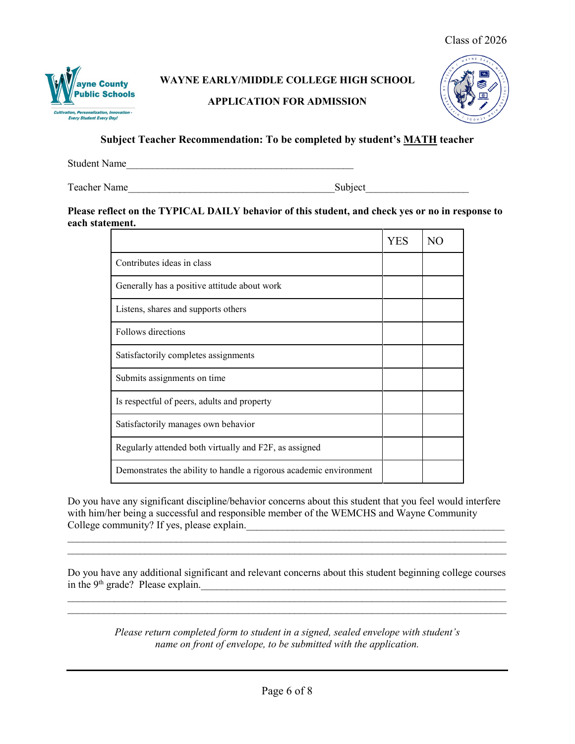Class of 2026

# WAYNE EARLY/MIDDLE COLLEGE HIGH SCHOOL

## APPLICATION FOR ADMISSION

**Subject Teacher Recommendation: To be completed by student's MATH teacher**

Student Name_____________________________________________

Teacher Name________________________________________Subject___________________

**Please reflect on the TYPICAL DAILY behavior of this student, and check yes or no in response to each statement.**

| | YES | NO |
|---|---|---|
| Contributes ideas in class | | |
| Generally has a positive attitude about work | | |
| Listens, shares and supports others | | |
| Follows directions | | |
| Satisfactorily completes assignments | | |
| Submits assignments on time | | |
| Is respectful of peers, adults and property | | |
| Satisfactorily manages own behavior | | |
| Regularly attended both virtually and F2F, as assigned | | |
| Demonstrates the ability to handle a rigorous academic environment | | |

Do you have any significant discipline/behavior concerns about this student that you feel would interfere with him/her being a successful and responsible member of the WEMCHS and Wayne Community College community? If yes, please explain.___________________________________________________

_____________________________________________________________________________________

_____________________________________________________________________________________

Do you have any additional significant and relevant concerns about this student beginning college courses in the 9th grade? Please explain.___________________________________________________________

_____________________________________________________________________________________

_____________________________________________________________________________________

*Please return completed form to student in a signed, sealed envelope with student's name on front of envelope, to be submitted with the application.*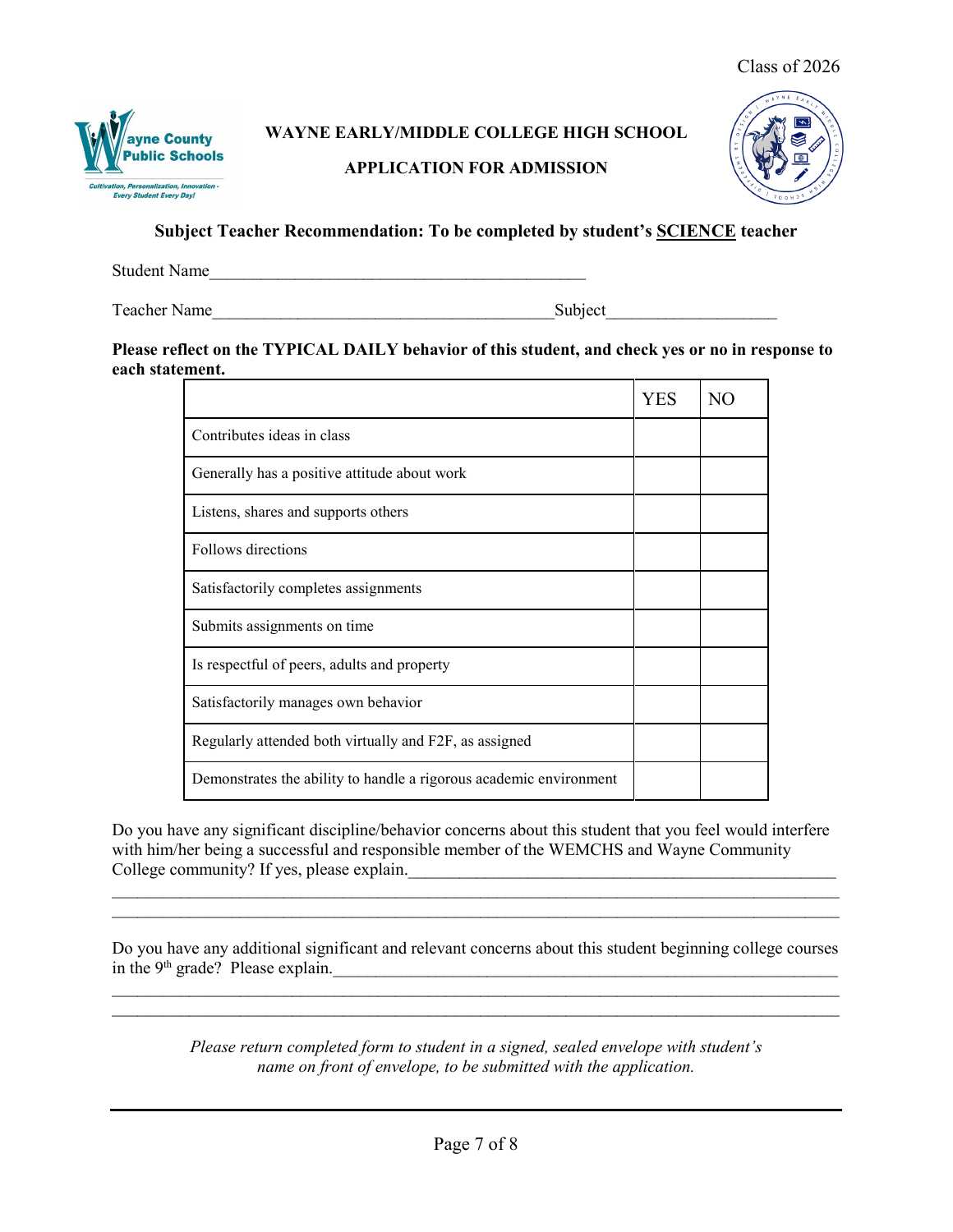Class of 2026

**WAYNE EARLY/MIDDLE COLLEGE HIGH SCHOOL**

**APPLICATION FOR ADMISSION**

**Subject Teacher Recommendation: To be completed by student's SCIENCE teacher**

Student Name_____________________________________________

Teacher Name_______________________________________Subject__________________

**Please reflect on the TYPICAL DAILY behavior of this student, and check yes or no in response to each statement.**

| | YES | NO |
|---|---|---|
| Contributes ideas in class | | |
| Generally has a positive attitude about work | | |
| Listens, shares and supports others | | |
| Follows directions | | |
| Satisfactorily completes assignments | | |
| Submits assignments on time | | |
| Is respectful of peers, adults and property | | |
| Satisfactorily manages own behavior | | |
| Regularly attended both virtually and F2F, as assigned | | |
| Demonstrates the ability to handle a rigorous academic environment | | |

Do you have any significant discipline/behavior concerns about this student that you feel would interfere with him/her being a successful and responsible member of the WEMCHS and Wayne Community College community? If yes, please explain._______________________________________________

_____________________________________________________________________________________

_____________________________________________________________________________________

Do you have any additional significant and relevant concerns about this student beginning college courses in the 9th grade? Please explain.____________________________________________________

_____________________________________________________________________________________

_____________________________________________________________________________________

*Please return completed form to student in a signed, sealed envelope with student's name on front of envelope, to be submitted with the application.*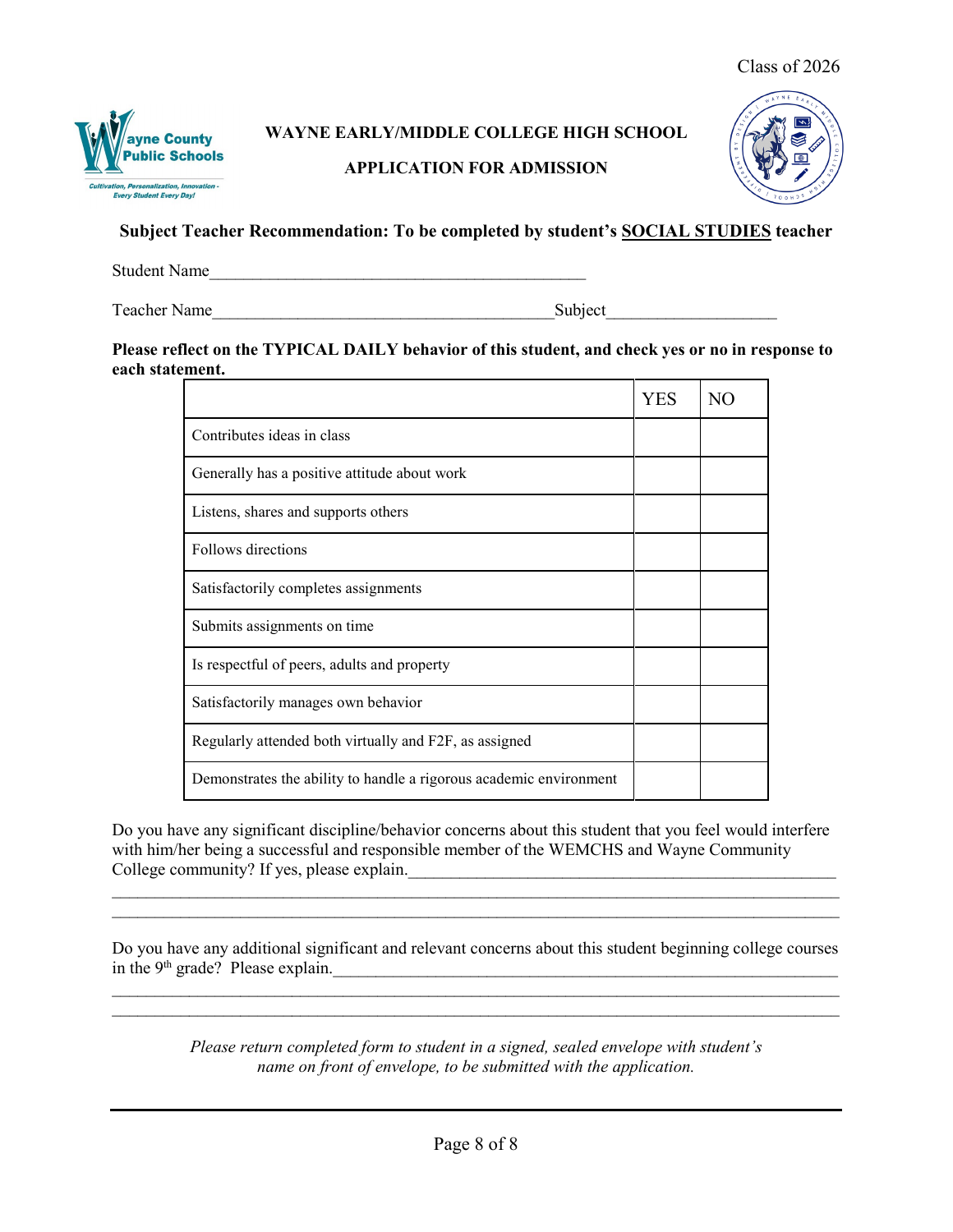Class of 2026

Wayne County Public Schools

*Cultivation, Personalization, Innovation - Every Student Every Day!*

**WAYNE EARLY/MIDDLE COLLEGE HIGH SCHOOL**

**APPLICATION FOR ADMISSION**

**Subject Teacher Recommendation: To be completed by student's SOCIAL STUDIES teacher**

Student Name\_\_\_\_\_\_\_\_\_\_\_\_\_\_\_\_\_\_\_\_\_\_\_\_\_\_\_\_\_\_\_\_\_\_\_\_\_\_\_\_\_\_\_\_

Teacher Name\_\_\_\_\_\_\_\_\_\_\_\_\_\_\_\_\_\_\_\_\_\_\_\_\_\_\_\_\_\_\_\_\_\_\_\_\_\_\_\_Subject\_\_\_\_\_\_\_\_\_\_\_\_\_\_\_\_\_\_\_\_

**Please reflect on the TYPICAL DAILY behavior of this student, and check yes or no in response to each statement.**

| | YES | NO |
|---|---|---|
| Contributes ideas in class | | |
| Generally has a positive attitude about work | | |
| Listens, shares and supports others | | |
| Follows directions | | |
| Satisfactorily completes assignments | | |
| Submits assignments on time | | |
| Is respectful of peers, adults and property | | |
| Satisfactorily manages own behavior | | |
| Regularly attended both virtually and F2F, as assigned | | |
| Demonstrates the ability to handle a rigorous academic environment | | |

Do you have any significant discipline/behavior concerns about this student that you feel would interfere with him/her being a successful and responsible member of the WEMCHS and Wayne Community College community? If yes, please explain.\_\_\_\_\_\_\_\_\_\_\_\_\_\_\_\_\_\_\_\_\_\_\_\_\_\_\_\_\_\_\_\_\_\_\_\_\_\_\_\_\_\_\_\_\_\_\_\_\_\_

\_\_\_\_\_\_\_\_\_\_\_\_\_\_\_\_\_\_\_\_\_\_\_\_\_\_\_\_\_\_\_\_\_\_\_\_\_\_\_\_\_\_\_\_\_\_\_\_\_\_\_\_\_\_\_\_\_\_\_\_\_\_\_\_\_\_\_\_\_\_\_\_\_\_\_\_\_\_\_\_\_\_\_\_\_\_\_\_\_

\_\_\_\_\_\_\_\_\_\_\_\_\_\_\_\_\_\_\_\_\_\_\_\_\_\_\_\_\_\_\_\_\_\_\_\_\_\_\_\_\_\_\_\_\_\_\_\_\_\_\_\_\_\_\_\_\_\_\_\_\_\_\_\_\_\_\_\_\_\_\_\_\_\_\_\_\_\_\_\_\_\_\_\_\_\_\_\_\_

Do you have any additional significant and relevant concerns about this student beginning college courses in the 9th grade? Please explain.\_\_\_\_\_\_\_\_\_\_\_\_\_\_\_\_\_\_\_\_\_\_\_\_\_\_\_\_\_\_\_\_\_\_\_\_\_\_\_\_\_\_\_\_\_\_\_\_\_\_\_\_\_\_\_\_\_\_

\_\_\_\_\_\_\_\_\_\_\_\_\_\_\_\_\_\_\_\_\_\_\_\_\_\_\_\_\_\_\_\_\_\_\_\_\_\_\_\_\_\_\_\_\_\_\_\_\_\_\_\_\_\_\_\_\_\_\_\_\_\_\_\_\_\_\_\_\_\_\_\_\_\_\_\_\_\_\_\_\_\_\_\_\_\_\_\_\_

\_\_\_\_\_\_\_\_\_\_\_\_\_\_\_\_\_\_\_\_\_\_\_\_\_\_\_\_\_\_\_\_\_\_\_\_\_\_\_\_\_\_\_\_\_\_\_\_\_\_\_\_\_\_\_\_\_\_\_\_\_\_\_\_\_\_\_\_\_\_\_\_\_\_\_\_\_\_\_\_\_\_\_\_\_\_\_\_\_

*Please return completed form to student in a signed, sealed envelope with student's name on front of envelope, to be submitted with the application.*